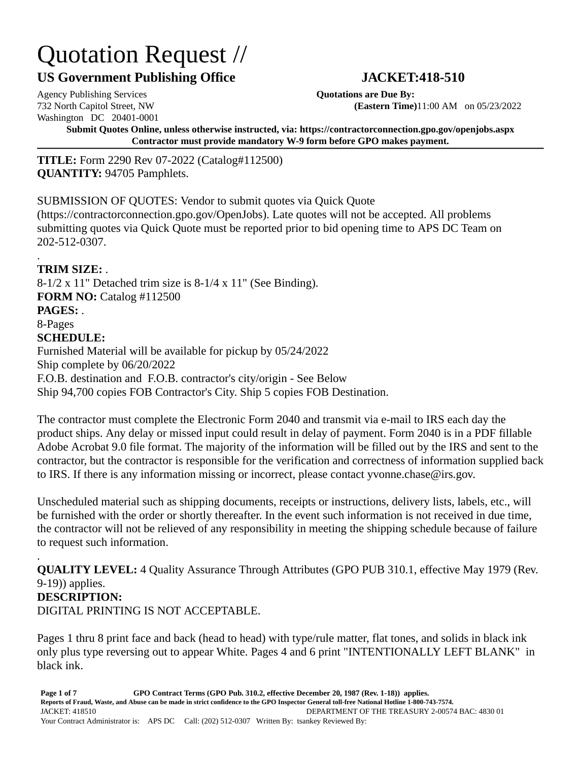# Quotation Request //

**US Government Publishing Office** **JACKET:418-510**

Agency Publishing Services
732 North Capitol Street, NW
Washington DC 20401-0001

**Quotations are Due By:**
**(Eastern Time)**11:00 AM on 05/23/2022

**Submit Quotes Online, unless otherwise instructed, via: https://contractorconnection.gpo.gov/openjobs.aspx**
**Contractor must provide mandatory W-9 form before GPO makes payment.**

---

**TITLE:** Form 2290 Rev 07-2022 (Catalog#112500)
**QUANTITY:** 94705 Pamphlets.

SUBMISSION OF QUOTES: Vendor to submit quotes via Quick Quote (https://contractorconnection.gpo.gov/OpenJobs). Late quotes will not be accepted. All problems submitting quotes via Quick Quote must be reported prior to bid opening time to APS DC Team on 202-512-0307.

.

**TRIM SIZE:** .
8-1/2 x 11" Detached trim size is 8-1/4 x 11" (See Binding).
**FORM NO:** Catalog #112500
**PAGES:** .
8-Pages
**SCHEDULE:**
Furnished Material will be available for pickup by 05/24/2022
Ship complete by 06/20/2022
F.O.B. destination and F.O.B. contractor's city/origin - See Below
Ship 94,700 copies FOB Contractor's City. Ship 5 copies FOB Destination.

The contractor must complete the Electronic Form 2040 and transmit via e-mail to IRS each day the product ships. Any delay or missed input could result in delay of payment. Form 2040 is in a PDF fillable Adobe Acrobat 9.0 file format. The majority of the information will be filled out by the IRS and sent to the contractor, but the contractor is responsible for the verification and correctness of information supplied back to IRS. If there is any information missing or incorrect, please contact yvonne.chase@irs.gov.

Unscheduled material such as shipping documents, receipts or instructions, delivery lists, labels, etc., will be furnished with the order or shortly thereafter. In the event such information is not received in due time, the contractor will not be relieved of any responsibility in meeting the shipping schedule because of failure to request such information.

.

**QUALITY LEVEL:** 4 Quality Assurance Through Attributes (GPO PUB 310.1, effective May 1979 (Rev. 9-19)) applies.
**DESCRIPTION:**
DIGITAL PRINTING IS NOT ACCEPTABLE.

Pages 1 thru 8 print face and back (head to head) with type/rule matter, flat tones, and solids in black ink only plus type reversing out to appear White. Pages 4 and 6 print "INTENTIONALLY LEFT BLANK" in black ink.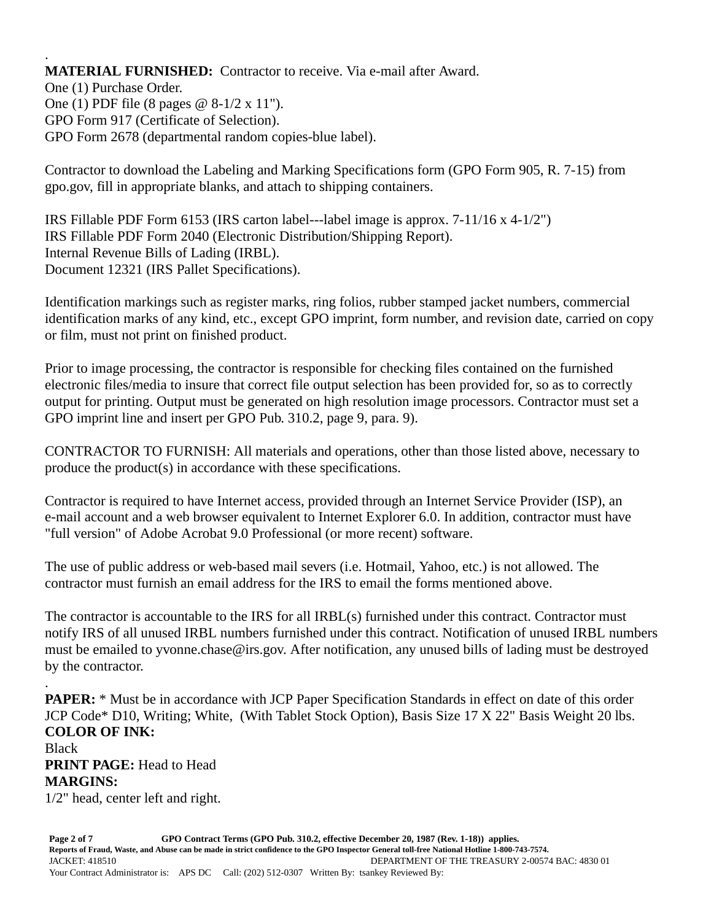.

**MATERIAL FURNISHED:** Contractor to receive. Via e-mail after Award.
One (1) Purchase Order.
One (1) PDF file (8 pages @ 8-1/2 x 11").
GPO Form 917 (Certificate of Selection).
GPO Form 2678 (departmental random copies-blue label).

Contractor to download the Labeling and Marking Specifications form (GPO Form 905, R. 7-15) from gpo.gov, fill in appropriate blanks, and attach to shipping containers.

IRS Fillable PDF Form 6153 (IRS carton label---label image is approx. 7-11/16 x 4-1/2")
IRS Fillable PDF Form 2040 (Electronic Distribution/Shipping Report).
Internal Revenue Bills of Lading (IRBL).
Document 12321 (IRS Pallet Specifications).

Identification markings such as register marks, ring folios, rubber stamped jacket numbers, commercial identification marks of any kind, etc., except GPO imprint, form number, and revision date, carried on copy or film, must not print on finished product.

Prior to image processing, the contractor is responsible for checking files contained on the furnished electronic files/media to insure that correct file output selection has been provided for, so as to correctly output for printing. Output must be generated on high resolution image processors. Contractor must set a GPO imprint line and insert per GPO Pub. 310.2, page 9, para. 9).

CONTRACTOR TO FURNISH: All materials and operations, other than those listed above, necessary to produce the product(s) in accordance with these specifications.

Contractor is required to have Internet access, provided through an Internet Service Provider (ISP), an e-mail account and a web browser equivalent to Internet Explorer 6.0. In addition, contractor must have "full version" of Adobe Acrobat 9.0 Professional (or more recent) software.

The use of public address or web-based mail severs (i.e. Hotmail, Yahoo, etc.) is not allowed. The contractor must furnish an email address for the IRS to email the forms mentioned above.

The contractor is accountable to the IRS for all IRBL(s) furnished under this contract. Contractor must notify IRS of all unused IRBL numbers furnished under this contract. Notification of unused IRBL numbers must be emailed to yvonne.chase@irs.gov. After notification, any unused bills of lading must be destroyed by the contractor.

.

**PAPER:** * Must be in accordance with JCP Paper Specification Standards in effect on date of this order JCP Code* D10, Writing; White, (With Tablet Stock Option), Basis Size 17 X 22" Basis Weight 20 lbs.

**COLOR OF INK:**
Black

**PRINT PAGE:** Head to Head

**MARGINS:**
1/2" head, center left and right.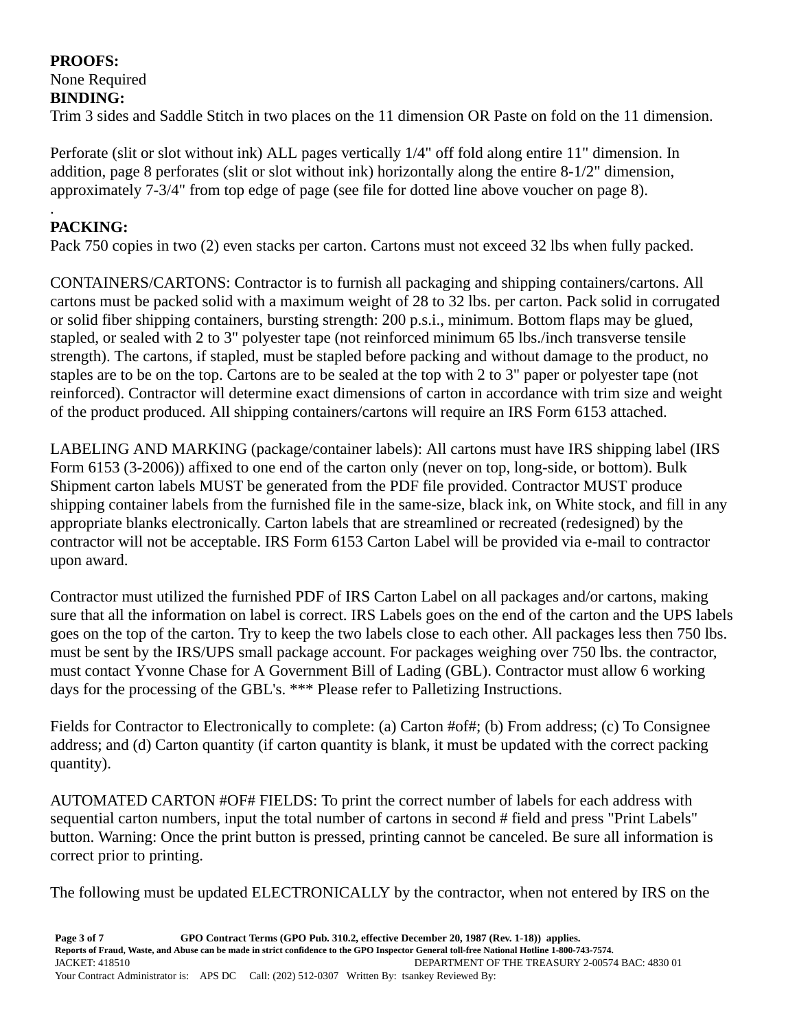**PROOFS:**
None Required
**BINDING:**
Trim 3 sides and Saddle Stitch in two places on the 11 dimension OR Paste on fold on the 11 dimension.

Perforate (slit or slot without ink) ALL pages vertically 1/4" off fold along entire 11" dimension. In addition, page 8 perforates (slit or slot without ink) horizontally along the entire 8-1/2" dimension, approximately 7-3/4" from top edge of page (see file for dotted line above voucher on page 8).
.
**PACKING:**
Pack 750 copies in two (2) even stacks per carton. Cartons must not exceed 32 lbs when fully packed.

CONTAINERS/CARTONS: Contractor is to furnish all packaging and shipping containers/cartons. All cartons must be packed solid with a maximum weight of 28 to 32 lbs. per carton. Pack solid in corrugated or solid fiber shipping containers, bursting strength: 200 p.s.i., minimum. Bottom flaps may be glued, stapled, or sealed with 2 to 3" polyester tape (not reinforced minimum 65 lbs./inch transverse tensile strength). The cartons, if stapled, must be stapled before packing and without damage to the product, no staples are to be on the top. Cartons are to be sealed at the top with 2 to 3" paper or polyester tape (not reinforced). Contractor will determine exact dimensions of carton in accordance with trim size and weight of the product produced. All shipping containers/cartons will require an IRS Form 6153 attached.

LABELING AND MARKING (package/container labels): All cartons must have IRS shipping label (IRS Form 6153 (3-2006)) affixed to one end of the carton only (never on top, long-side, or bottom). Bulk Shipment carton labels MUST be generated from the PDF file provided. Contractor MUST produce shipping container labels from the furnished file in the same-size, black ink, on White stock, and fill in any appropriate blanks electronically. Carton labels that are streamlined or recreated (redesigned) by the contractor will not be acceptable. IRS Form 6153 Carton Label will be provided via e-mail to contractor upon award.

Contractor must utilized the furnished PDF of IRS Carton Label on all packages and/or cartons, making sure that all the information on label is correct. IRS Labels goes on the end of the carton and the UPS labels goes on the top of the carton. Try to keep the two labels close to each other. All packages less then 750 lbs. must be sent by the IRS/UPS small package account. For packages weighing over 750 lbs. the contractor, must contact Yvonne Chase for A Government Bill of Lading (GBL). Contractor must allow 6 working days for the processing of the GBL's. *** Please refer to Palletizing Instructions.

Fields for Contractor to Electronically to complete: (a) Carton #of#; (b) From address; (c) To Consignee address; and (d) Carton quantity (if carton quantity is blank, it must be updated with the correct packing quantity).

AUTOMATED CARTON #OF# FIELDS: To print the correct number of labels for each address with sequential carton numbers, input the total number of cartons in second # field and press "Print Labels" button. Warning: Once the print button is pressed, printing cannot be canceled. Be sure all information is correct prior to printing.

The following must be updated ELECTRONICALLY by the contractor, when not entered by IRS on the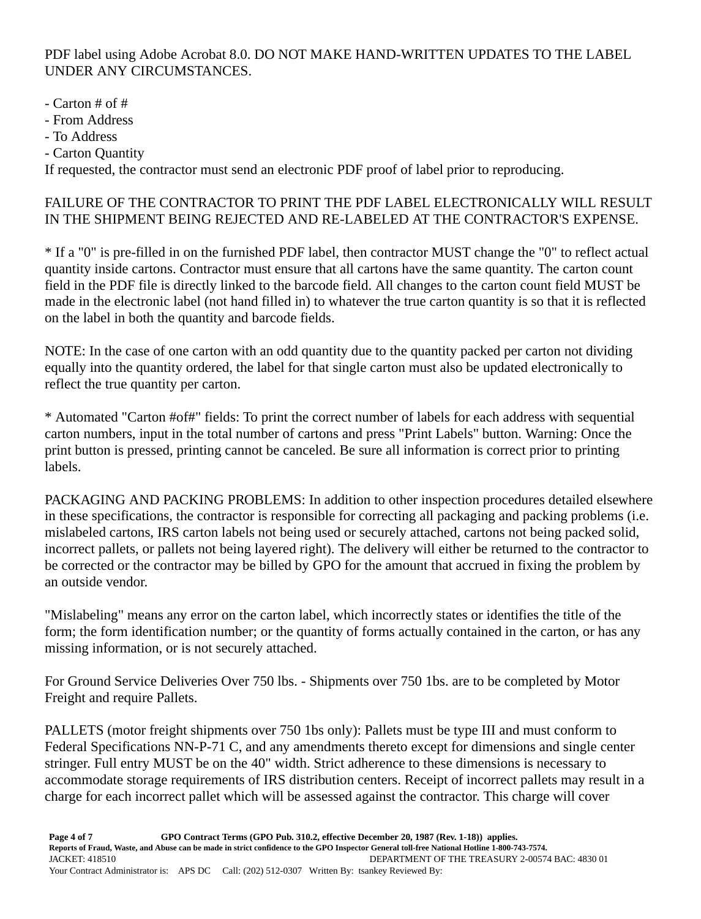PDF label using Adobe Acrobat 8.0. DO NOT MAKE HAND-WRITTEN UPDATES TO THE LABEL UNDER ANY CIRCUMSTANCES.

- Carton # of #
- From Address
- To Address
- Carton Quantity

If requested, the contractor must send an electronic PDF proof of label prior to reproducing.

FAILURE OF THE CONTRACTOR TO PRINT THE PDF LABEL ELECTRONICALLY WILL RESULT IN THE SHIPMENT BEING REJECTED AND RE-LABELED AT THE CONTRACTOR'S EXPENSE.

* If a "0" is pre-filled in on the furnished PDF label, then contractor MUST change the "0" to reflect actual quantity inside cartons. Contractor must ensure that all cartons have the same quantity. The carton count field in the PDF file is directly linked to the barcode field. All changes to the carton count field MUST be made in the electronic label (not hand filled in) to whatever the true carton quantity is so that it is reflected on the label in both the quantity and barcode fields.

NOTE: In the case of one carton with an odd quantity due to the quantity packed per carton not dividing equally into the quantity ordered, the label for that single carton must also be updated electronically to reflect the true quantity per carton.

* Automated "Carton #of#" fields: To print the correct number of labels for each address with sequential carton numbers, input in the total number of cartons and press "Print Labels" button. Warning: Once the print button is pressed, printing cannot be canceled. Be sure all information is correct prior to printing labels.

PACKAGING AND PACKING PROBLEMS: In addition to other inspection procedures detailed elsewhere in these specifications, the contractor is responsible for correcting all packaging and packing problems (i.e. mislabeled cartons, IRS carton labels not being used or securely attached, cartons not being packed solid, incorrect pallets, or pallets not being layered right). The delivery will either be returned to the contractor to be corrected or the contractor may be billed by GPO for the amount that accrued in fixing the problem by an outside vendor.

"Mislabeling" means any error on the carton label, which incorrectly states or identifies the title of the form; the form identification number; or the quantity of forms actually contained in the carton, or has any missing information, or is not securely attached.

For Ground Service Deliveries Over 750 lbs. - Shipments over 750 1bs. are to be completed by Motor Freight and require Pallets.

PALLETS (motor freight shipments over 750 1bs only): Pallets must be type III and must conform to Federal Specifications NN-P-71 C, and any amendments thereto except for dimensions and single center stringer. Full entry MUST be on the 40" width. Strict adherence to these dimensions is necessary to accommodate storage requirements of IRS distribution centers. Receipt of incorrect pallets may result in a charge for each incorrect pallet which will be assessed against the contractor. This charge will cover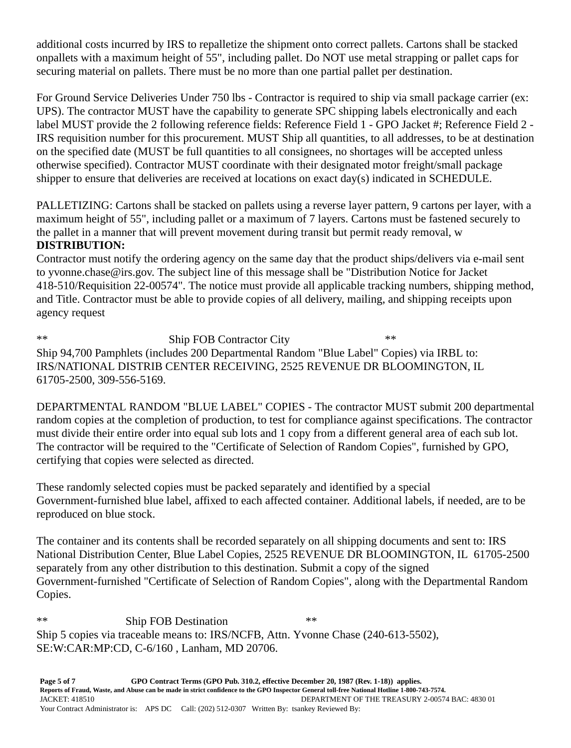additional costs incurred by IRS to repalletize the shipment onto correct pallets. Cartons shall be stacked onpallets with a maximum height of 55", including pallet. Do NOT use metal strapping or pallet caps for securing material on pallets. There must be no more than one partial pallet per destination.

For Ground Service Deliveries Under 750 lbs - Contractor is required to ship via small package carrier (ex: UPS). The contractor MUST have the capability to generate SPC shipping labels electronically and each label MUST provide the 2 following reference fields: Reference Field 1 - GPO Jacket #; Reference Field 2 - IRS requisition number for this procurement. MUST Ship all quantities, to all addresses, to be at destination on the specified date (MUST be full quantities to all consignees, no shortages will be accepted unless otherwise specified). Contractor MUST coordinate with their designated motor freight/small package shipper to ensure that deliveries are received at locations on exact day(s) indicated in SCHEDULE.

PALLETIZING: Cartons shall be stacked on pallets using a reverse layer pattern, 9 cartons per layer, with a maximum height of 55", including pallet or a maximum of 7 layers. Cartons must be fastened securely to the pallet in a manner that will prevent movement during transit but permit ready removal, w

**DISTRIBUTION:**

Contractor must notify the ordering agency on the same day that the product ships/delivers via e-mail sent to yvonne.chase@irs.gov. The subject line of this message shall be "Distribution Notice for Jacket 418-510/Requisition 22-00574". The notice must provide all applicable tracking numbers, shipping method, and Title. Contractor must be able to provide copies of all delivery, mailing, and shipping receipts upon agency request

** Ship FOB Contractor City **

Ship 94,700 Pamphlets (includes 200 Departmental Random "Blue Label" Copies) via IRBL to: IRS/NATIONAL DISTRIB CENTER RECEIVING, 2525 REVENUE DR BLOOMINGTON, IL 61705-2500, 309-556-5169.

DEPARTMENTAL RANDOM "BLUE LABEL" COPIES - The contractor MUST submit 200 departmental random copies at the completion of production, to test for compliance against specifications. The contractor must divide their entire order into equal sub lots and 1 copy from a different general area of each sub lot. The contractor will be required to the "Certificate of Selection of Random Copies", furnished by GPO, certifying that copies were selected as directed.

These randomly selected copies must be packed separately and identified by a special Government-furnished blue label, affixed to each affected container. Additional labels, if needed, are to be reproduced on blue stock.

The container and its contents shall be recorded separately on all shipping documents and sent to: IRS National Distribution Center, Blue Label Copies, 2525 REVENUE DR BLOOMINGTON, IL 61705-2500 separately from any other distribution to this destination. Submit a copy of the signed Government-furnished "Certificate of Selection of Random Copies", along with the Departmental Random Copies.

** Ship FOB Destination **

Ship 5 copies via traceable means to: IRS/NCFB, Attn. Yvonne Chase (240-613-5502), SE:W:CAR:MP:CD, C-6/160 , Lanham, MD 20706.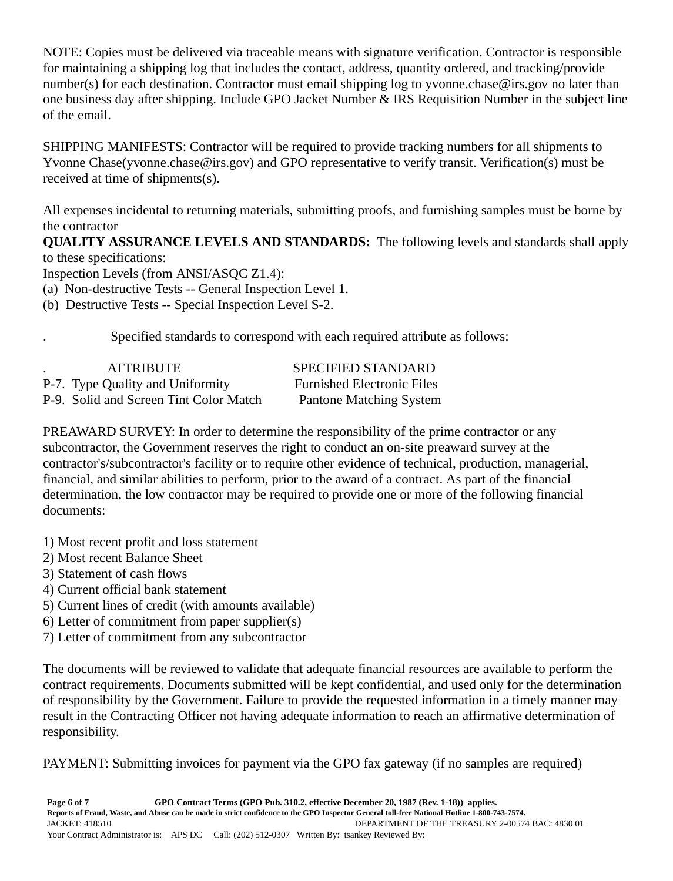NOTE: Copies must be delivered via traceable means with signature verification. Contractor is responsible for maintaining a shipping log that includes the contact, address, quantity ordered, and tracking/provide number(s) for each destination. Contractor must email shipping log to yvonne.chase@irs.gov no later than one business day after shipping. Include GPO Jacket Number & IRS Requisition Number in the subject line of the email.

SHIPPING MANIFESTS: Contractor will be required to provide tracking numbers for all shipments to Yvonne Chase(yvonne.chase@irs.gov) and GPO representative to verify transit. Verification(s) must be received at time of shipments(s).

All expenses incidental to returning materials, submitting proofs, and furnishing samples must be borne by the contractor

**QUALITY ASSURANCE LEVELS AND STANDARDS:** The following levels and standards shall apply to these specifications:

Inspection Levels (from ANSI/ASQC Z1.4):

(a) Non-destructive Tests -- General Inspection Level 1.
(b) Destructive Tests -- Special Inspection Level S-2.

Specified standards to correspond with each required attribute as follows:

| ATTRIBUTE | SPECIFIED STANDARD |
|---|---|
| P-7. Type Quality and Uniformity | Furnished Electronic Files |
| P-9. Solid and Screen Tint Color Match | Pantone Matching System |

PREAWARD SURVEY: In order to determine the responsibility of the prime contractor or any subcontractor, the Government reserves the right to conduct an on-site preaward survey at the contractor's/subcontractor's facility or to require other evidence of technical, production, managerial, financial, and similar abilities to perform, prior to the award of a contract. As part of the financial determination, the low contractor may be required to provide one or more of the following financial documents:

1) Most recent profit and loss statement
2) Most recent Balance Sheet
3) Statement of cash flows
4) Current official bank statement
5) Current lines of credit (with amounts available)
6) Letter of commitment from paper supplier(s)
7) Letter of commitment from any subcontractor

The documents will be reviewed to validate that adequate financial resources are available to perform the contract requirements. Documents submitted will be kept confidential, and used only for the determination of responsibility by the Government. Failure to provide the requested information in a timely manner may result in the Contracting Officer not having adequate information to reach an affirmative determination of responsibility.

PAYMENT: Submitting invoices for payment via the GPO fax gateway (if no samples are required)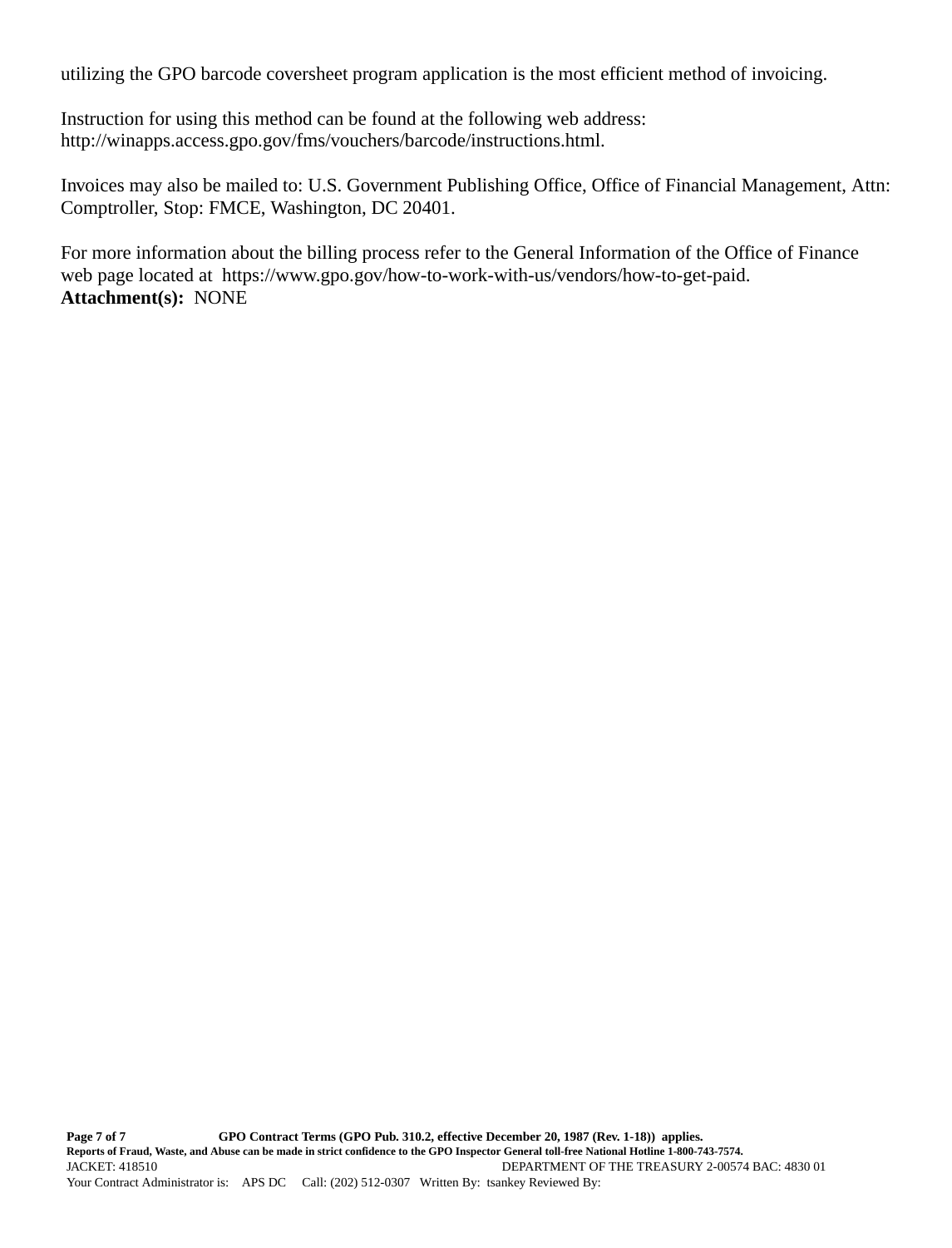utilizing the GPO barcode coversheet program application is the most efficient method of invoicing.

Instruction for using this method can be found at the following web address: http://winapps.access.gpo.gov/fms/vouchers/barcode/instructions.html.

Invoices may also be mailed to: U.S. Government Publishing Office, Office of Financial Management, Attn: Comptroller, Stop: FMCE, Washington, DC 20401.

For more information about the billing process refer to the General Information of the Office of Finance web page located at https://www.gpo.gov/how-to-work-with-us/vendors/how-to-get-paid.

**Attachment(s):** NONE